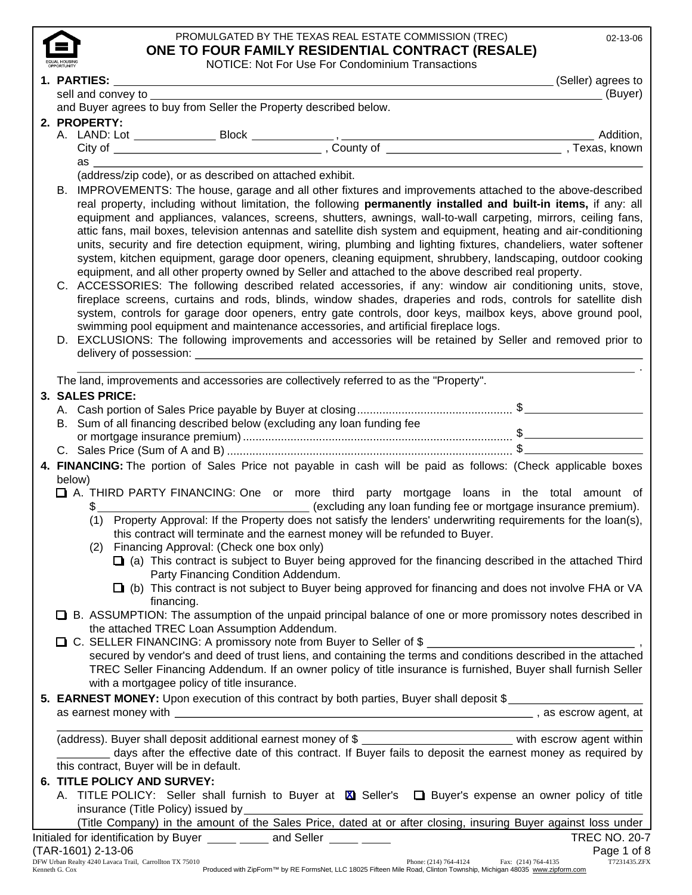PROMULGATED BY THE TEXAS REAL ESTATE COMMISSION (TREC) 02-13-06

# ONE TO FOUR FAMILY RESIDENTIAL CONTRACT (RESALE)

NOTICE: Not For Use For Condominium Transactions

**1. PARTIES:** ______________________________ (Seller) agrees to sell and convey to ______________________________ (Buyer) and Buyer agrees to buy from Seller the Property described below.

**2. PROPERTY:**

A. LAND: Lot __________ Block __________ , ______________________________ Addition, City of ______________________________ , County of ______________________________ , Texas, known as ______________________________ (address/zip code), or as described on attached exhibit.

B. IMPROVEMENTS: The house, garage and all other fixtures and improvements attached to the above-described real property, including without limitation, the following **permanently installed and built-in items,** if any: all equipment and appliances, valances, screens, shutters, awnings, wall-to-wall carpeting, mirrors, ceiling fans, attic fans, mail boxes, television antennas and satellite dish system and equipment, heating and air-conditioning units, security and fire detection equipment, wiring, plumbing and lighting fixtures, chandeliers, water softener system, kitchen equipment, garage door openers, cleaning equipment, shrubbery, landscaping, outdoor cooking equipment, and all other property owned by Seller and attached to the above described real property.

C. ACCESSORIES: The following described related accessories, if any: window air conditioning units, stove, fireplace screens, curtains and rods, blinds, window shades, draperies and rods, controls for satellite dish system, controls for garage door openers, entry gate controls, door keys, mailbox keys, above ground pool, swimming pool equipment and maintenance accessories, and artificial fireplace logs.

D. EXCLUSIONS: The following improvements and accessories will be retained by Seller and removed prior to delivery of possession: ______________________________ .

The land, improvements and accessories are collectively referred to as the "Property".

**3. SALES PRICE:**

A. Cash portion of Sales Price payable by Buyer at closing ................................ $__________

B. Sum of all financing described below (excluding any loan funding fee or mortgage insurance premium) ................................ $__________

C. Sales Price (Sum of A and B) ................................ $__________

**4. FINANCING:** The portion of Sales Price not payable in cash will be paid as follows: (Check applicable boxes below)

☐ A. THIRD PARTY FINANCING: One or more third party mortgage loans in the total amount of $__________ (excluding any loan funding fee or mortgage insurance premium).

(1) Property Approval: If the Property does not satisfy the lenders' underwriting requirements for the loan(s), this contract will terminate and the earnest money will be refunded to Buyer.

(2) Financing Approval: (Check one box only)

☐ (a) This contract is subject to Buyer being approved for the financing described in the attached Third Party Financing Condition Addendum.

☐ (b) This contract is not subject to Buyer being approved for financing and does not involve FHA or VA financing.

☐ B. ASSUMPTION: The assumption of the unpaid principal balance of one or more promissory notes described in the attached TREC Loan Assumption Addendum.

☐ C. SELLER FINANCING: A promissory note from Buyer to Seller of $__________ , secured by vendor's and deed of trust liens, and containing the terms and conditions described in the attached TREC Seller Financing Addendum. If an owner policy of title insurance is furnished, Buyer shall furnish Seller with a mortgagee policy of title insurance.

**5. EARNEST MONEY:** Upon execution of this contract by both parties, Buyer shall deposit $__________ as earnest money with ______________________________ , as escrow agent, at ______________________________ (address). Buyer shall deposit additional earnest money of $__________ with escrow agent within ________ days after the effective date of this contract. If Buyer fails to deposit the earnest money as required by this contract, Buyer will be in default.

**6. TITLE POLICY AND SURVEY:**

A. TITLE POLICY: Seller shall furnish to Buyer at ☒ Seller's ☐ Buyer's expense an owner policy of title insurance (Title Policy) issued by ______________________________ (Title Company) in the amount of the Sales Price, dated at or after closing, insuring Buyer against loss under

Initialed for identification by Buyer _____ _____ and Seller _____ _____

TREC NO. 20-7

(TAR-1601) 2-13-06

DFW Urban Realty 4240 Lavaca Trail, Carrollton TX 75010 Phone: (214) 764-4124 Fax: (214) 764-4135 T7231435.ZFX

Kenneth G. Cox Produced with ZipForm™ by RE FormsNet, LLC 18025 Fifteen Mile Road, Clinton Township, Michigan 48035 www.zipform.com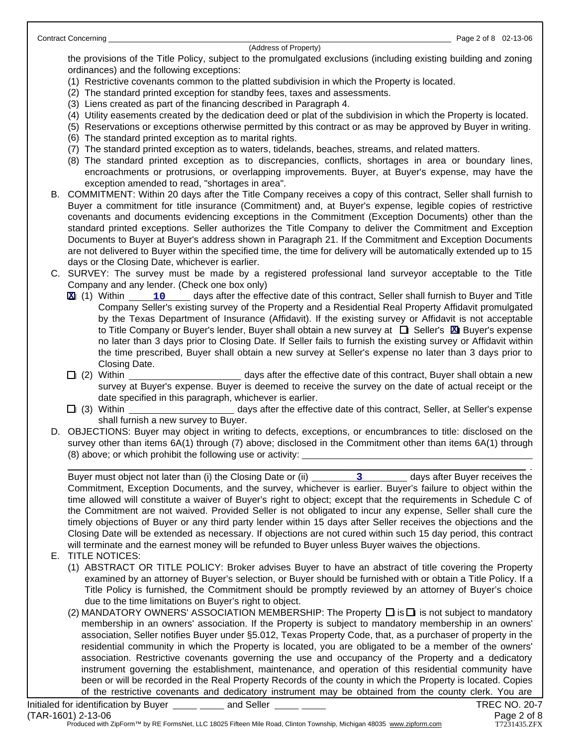Contract Concerning ______________________________________________
(Address of Property)

the provisions of the Title Policy, subject to the promulgated exclusions (including existing building and zoning ordinances) and the following exceptions:

(1) Restrictive covenants common to the platted subdivision in which the Property is located.
(2) The standard printed exception for standby fees, taxes and assessments.
(3) Liens created as part of the financing described in Paragraph 4.
(4) Utility easements created by the dedication deed or plat of the subdivision in which the Property is located.
(5) Reservations or exceptions otherwise permitted by this contract or as may be approved by Buyer in writing.
(6) The standard printed exception as to marital rights.
(7) The standard printed exception as to waters, tidelands, beaches, streams, and related matters.
(8) The standard printed exception as to discrepancies, conflicts, shortages in area or boundary lines, encroachments or protrusions, or overlapping improvements. Buyer, at Buyer's expense, may have the exception amended to read, "shortages in area".

B. COMMITMENT: Within 20 days after the Title Company receives a copy of this contract, Seller shall furnish to Buyer a commitment for title insurance (Commitment) and, at Buyer's expense, legible copies of restrictive covenants and documents evidencing exceptions in the Commitment (Exception Documents) other than the standard printed exceptions. Seller authorizes the Title Company to deliver the Commitment and Exception Documents to Buyer at Buyer's address shown in Paragraph 21. If the Commitment and Exception Documents are not delivered to Buyer within the specified time, the time for delivery will be automatically extended up to 15 days or the Closing Date, whichever is earlier.

C. SURVEY: The survey must be made by a registered professional land surveyor acceptable to the Title Company and any lender. (Check one box only)

[X] (1) Within **10** days after the effective date of this contract, Seller shall furnish to Buyer and Title Company Seller's existing survey of the Property and a Residential Real Property Affidavit promulgated by the Texas Department of Insurance (Affidavit). If the existing survey or Affidavit is not acceptable to Title Company or Buyer's lender, Buyer shall obtain a new survey at [ ] Seller's [X] Buyer's expense no later than 3 days prior to Closing Date. If Seller fails to furnish the existing survey or Affidavit within the time prescribed, Buyer shall obtain a new survey at Seller's expense no later than 3 days prior to Closing Date.

[ ] (2) Within ____________ days after the effective date of this contract, Buyer shall obtain a new survey at Buyer's expense. Buyer is deemed to receive the survey on the date of actual receipt or the date specified in this paragraph, whichever is earlier.

[ ] (3) Within ____________ days after the effective date of this contract, Seller, at Seller's expense shall furnish a new survey to Buyer.

D. OBJECTIONS: Buyer may object in writing to defects, exceptions, or encumbrances to title: disclosed on the survey other than items 6A(1) through (7) above; disclosed in the Commitment other than items 6A(1) through (8) above; or which prohibit the following use or activity: ______________________________________________.

Buyer must object not later than (i) the Closing Date or (ii) **3** days after Buyer receives the Commitment, Exception Documents, and the survey, whichever is earlier. Buyer's failure to object within the time allowed will constitute a waiver of Buyer's right to object; except that the requirements in Schedule C of the Commitment are not waived. Provided Seller is not obligated to incur any expense, Seller shall cure the timely objections of Buyer or any third party lender within 15 days after Seller receives the objections and the Closing Date will be extended as necessary. If objections are not cured within such 15 day period, this contract will terminate and the earnest money will be refunded to Buyer unless Buyer waives the objections.

E. TITLE NOTICES:

(1) ABSTRACT OR TITLE POLICY: Broker advises Buyer to have an abstract of title covering the Property examined by an attorney of Buyer's selection, or Buyer should be furnished with or obtain a Title Policy. If a Title Policy is furnished, the Commitment should be promptly reviewed by an attorney of Buyer's choice due to the time limitations on Buyer's right to object.

(2) MANDATORY OWNERS' ASSOCIATION MEMBERSHIP: The Property [ ] is [ ] is not subject to mandatory membership in an owners' association. If the Property is subject to mandatory membership in an owners' association, Seller notifies Buyer under §5.012, Texas Property Code, that, as a purchaser of property in the residential community in which the Property is located, you are obligated to be a member of the owners' association. Restrictive covenants governing the use and occupancy of the Property and a dedicatory instrument governing the establishment, maintenance, and operation of this residential community have been or will be recorded in the Real Property Records of the county in which the Property is located. Copies of the restrictive covenants and dedicatory instrument may be obtained from the county clerk. You are

Initialed for identification by Buyer ____ ____ and Seller ____ ____

TREC NO. 20-7

(TAR-1601) 2-13-06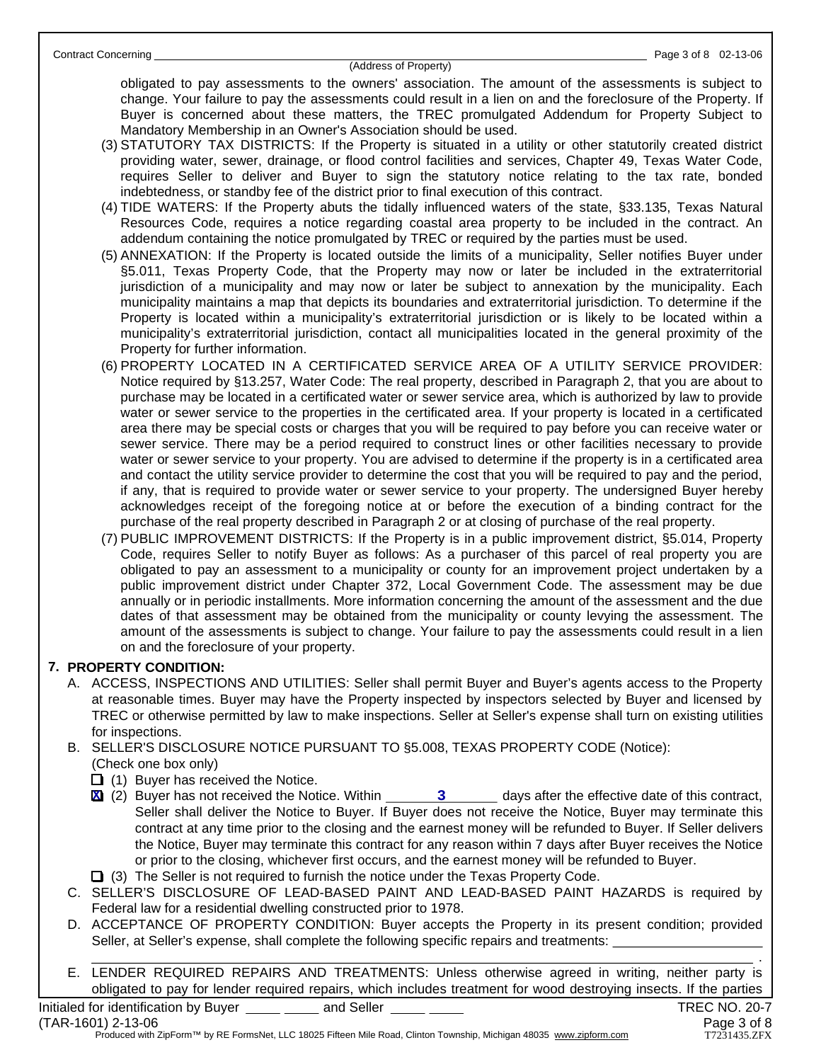obligated to pay assessments to the owners' association. The amount of the assessments is subject to change. Your failure to pay the assessments could result in a lien on and the foreclosure of the Property. If Buyer is concerned about these matters, the TREC promulgated Addendum for Property Subject to Mandatory Membership in an Owner's Association should be used.

(3) STATUTORY TAX DISTRICTS: If the Property is situated in a utility or other statutorily created district providing water, sewer, drainage, or flood control facilities and services, Chapter 49, Texas Water Code, requires Seller to deliver and Buyer to sign the statutory notice relating to the tax rate, bonded indebtedness, or standby fee of the district prior to final execution of this contract.

(4) TIDE WATERS: If the Property abuts the tidally influenced waters of the state, §33.135, Texas Natural Resources Code, requires a notice regarding coastal area property to be included in the contract. An addendum containing the notice promulgated by TREC or required by the parties must be used.

(5) ANNEXATION: If the Property is located outside the limits of a municipality, Seller notifies Buyer under §5.011, Texas Property Code, that the Property may now or later be included in the extraterritorial jurisdiction of a municipality and may now or later be subject to annexation by the municipality. Each municipality maintains a map that depicts its boundaries and extraterritorial jurisdiction. To determine if the Property is located within a municipality's extraterritorial jurisdiction or is likely to be located within a municipality's extraterritorial jurisdiction, contact all municipalities located in the general proximity of the Property for further information.

(6) PROPERTY LOCATED IN A CERTIFICATED SERVICE AREA OF A UTILITY SERVICE PROVIDER: Notice required by §13.257, Water Code: The real property, described in Paragraph 2, that you are about to purchase may be located in a certificated water or sewer service area, which is authorized by law to provide water or sewer service to the properties in the certificated area. If your property is located in a certificated area there may be special costs or charges that you will be required to pay before you can receive water or sewer service. There may be a period required to construct lines or other facilities necessary to provide water or sewer service to your property. You are advised to determine if the property is in a certificated area and contact the utility service provider to determine the cost that you will be required to pay and the period, if any, that is required to provide water or sewer service to your property. The undersigned Buyer hereby acknowledges receipt of the foregoing notice at or before the execution of a binding contract for the purchase of the real property described in Paragraph 2 or at closing of purchase of the real property.

(7) PUBLIC IMPROVEMENT DISTRICTS: If the Property is in a public improvement district, §5.014, Property Code, requires Seller to notify Buyer as follows: As a purchaser of this parcel of real property you are obligated to pay an assessment to a municipality or county for an improvement project undertaken by a public improvement district under Chapter 372, Local Government Code. The assessment may be due annually or in periodic installments. More information concerning the amount of the assessment and the due dates of that assessment may be obtained from the municipality or county levying the assessment. The amount of the assessments is subject to change. Your failure to pay the assessments could result in a lien on and the foreclosure of your property.

**7. PROPERTY CONDITION:**

A. ACCESS, INSPECTIONS AND UTILITIES: Seller shall permit Buyer and Buyer's agents access to the Property at reasonable times. Buyer may have the Property inspected by inspectors selected by Buyer and licensed by TREC or otherwise permitted by law to make inspections. Seller at Seller's expense shall turn on existing utilities for inspections.

B. SELLER'S DISCLOSURE NOTICE PURSUANT TO §5.008, TEXAS PROPERTY CODE (Notice):
(Check one box only)

☐ (1) Buyer has received the Notice.

☒ (2) Buyer has not received the Notice. Within ______3______ days after the effective date of this contract, Seller shall deliver the Notice to Buyer. If Buyer does not receive the Notice, Buyer may terminate this contract at any time prior to the closing and the earnest money will be refunded to Buyer. If Seller delivers the Notice, Buyer may terminate this contract for any reason within 7 days after Buyer receives the Notice or prior to the closing, whichever first occurs, and the earnest money will be refunded to Buyer.

☐ (3) The Seller is not required to furnish the notice under the Texas Property Code.

C. SELLER'S DISCLOSURE OF LEAD-BASED PAINT AND LEAD-BASED PAINT HAZARDS is required by Federal law for a residential dwelling constructed prior to 1978.

D. ACCEPTANCE OF PROPERTY CONDITION: Buyer accepts the Property in its present condition; provided Seller, at Seller's expense, shall complete the following specific repairs and treatments: ____________________
______________________________________________________________________________________________ .

E. LENDER REQUIRED REPAIRS AND TREATMENTS: Unless otherwise agreed in writing, neither party is obligated to pay for lender required repairs, which includes treatment for wood destroying insects. If the parties

Initialed for identification by Buyer _____ _____ and Seller _____ _____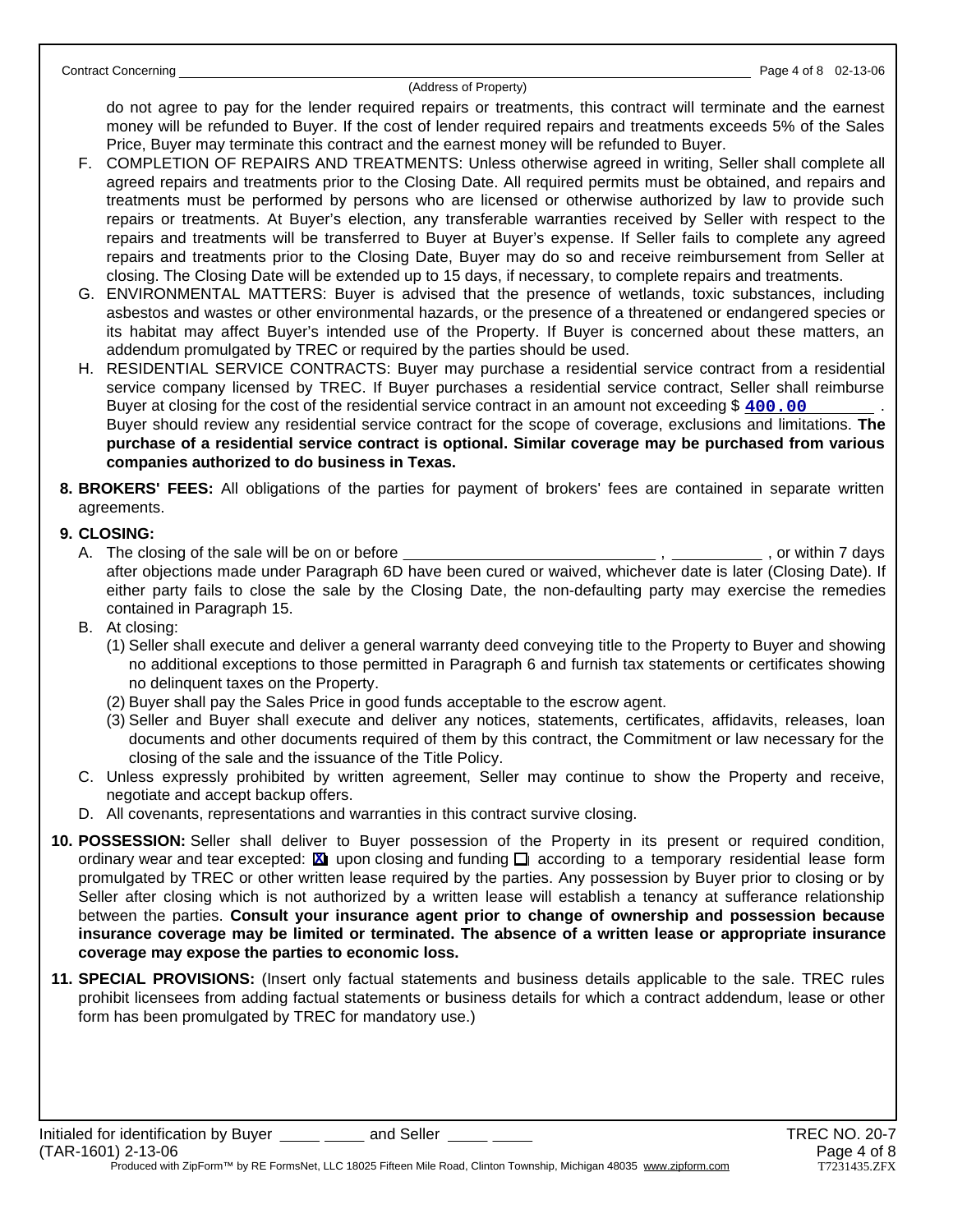do not agree to pay for the lender required repairs or treatments, this contract will terminate and the earnest money will be refunded to Buyer. If the cost of lender required repairs and treatments exceeds 5% of the Sales Price, Buyer may terminate this contract and the earnest money will be refunded to Buyer.

F. COMPLETION OF REPAIRS AND TREATMENTS: Unless otherwise agreed in writing, Seller shall complete all agreed repairs and treatments prior to the Closing Date. All required permits must be obtained, and repairs and treatments must be performed by persons who are licensed or otherwise authorized by law to provide such repairs or treatments. At Buyer's election, any transferable warranties received by Seller with respect to the repairs and treatments will be transferred to Buyer at Buyer's expense. If Seller fails to complete any agreed repairs and treatments prior to the Closing Date, Buyer may do so and receive reimbursement from Seller at closing. The Closing Date will be extended up to 15 days, if necessary, to complete repairs and treatments.

G. ENVIRONMENTAL MATTERS: Buyer is advised that the presence of wetlands, toxic substances, including asbestos and wastes or other environmental hazards, or the presence of a threatened or endangered species or its habitat may affect Buyer's intended use of the Property. If Buyer is concerned about these matters, an addendum promulgated by TREC or required by the parties should be used.

H. RESIDENTIAL SERVICE CONTRACTS: Buyer may purchase a residential service contract from a residential service company licensed by TREC. If Buyer purchases a residential service contract, Seller shall reimburse Buyer at closing for the cost of the residential service contract in an amount not exceeding $ **400.00** . Buyer should review any residential service contract for the scope of coverage, exclusions and limitations. **The purchase of a residential service contract is optional. Similar coverage may be purchased from various companies authorized to do business in Texas.**

**8. BROKERS' FEES:** All obligations of the parties for payment of brokers' fees are contained in separate written agreements.

**9. CLOSING:**

A. The closing of the sale will be on or before ____________________ , __________ , or within 7 days after objections made under Paragraph 6D have been cured or waived, whichever date is later (Closing Date). If either party fails to close the sale by the Closing Date, the non-defaulting party may exercise the remedies contained in Paragraph 15.

B. At closing:

(1) Seller shall execute and deliver a general warranty deed conveying title to the Property to Buyer and showing no additional exceptions to those permitted in Paragraph 6 and furnish tax statements or certificates showing no delinquent taxes on the Property.

(2) Buyer shall pay the Sales Price in good funds acceptable to the escrow agent.

(3) Seller and Buyer shall execute and deliver any notices, statements, certificates, affidavits, releases, loan documents and other documents required of them by this contract, the Commitment or law necessary for the closing of the sale and the issuance of the Title Policy.

C. Unless expressly prohibited by written agreement, Seller may continue to show the Property and receive, negotiate and accept backup offers.

D. All covenants, representations and warranties in this contract survive closing.

**10. POSSESSION:** Seller shall deliver to Buyer possession of the Property in its present or required condition, ordinary wear and tear excepted: ☒ upon closing and funding ☐ according to a temporary residential lease form promulgated by TREC or other written lease required by the parties. Any possession by Buyer prior to closing or by Seller after closing which is not authorized by a written lease will establish a tenancy at sufferance relationship between the parties. **Consult your insurance agent prior to change of ownership and possession because insurance coverage may be limited or terminated. The absence of a written lease or appropriate insurance coverage may expose the parties to economic loss.**

**11. SPECIAL PROVISIONS:** (Insert only factual statements and business details applicable to the sale. TREC rules prohibit licensees from adding factual statements or business details for which a contract addendum, lease or other form has been promulgated by TREC for mandatory use.)

Initialed for identification by Buyer ____ ____ and Seller ____ ____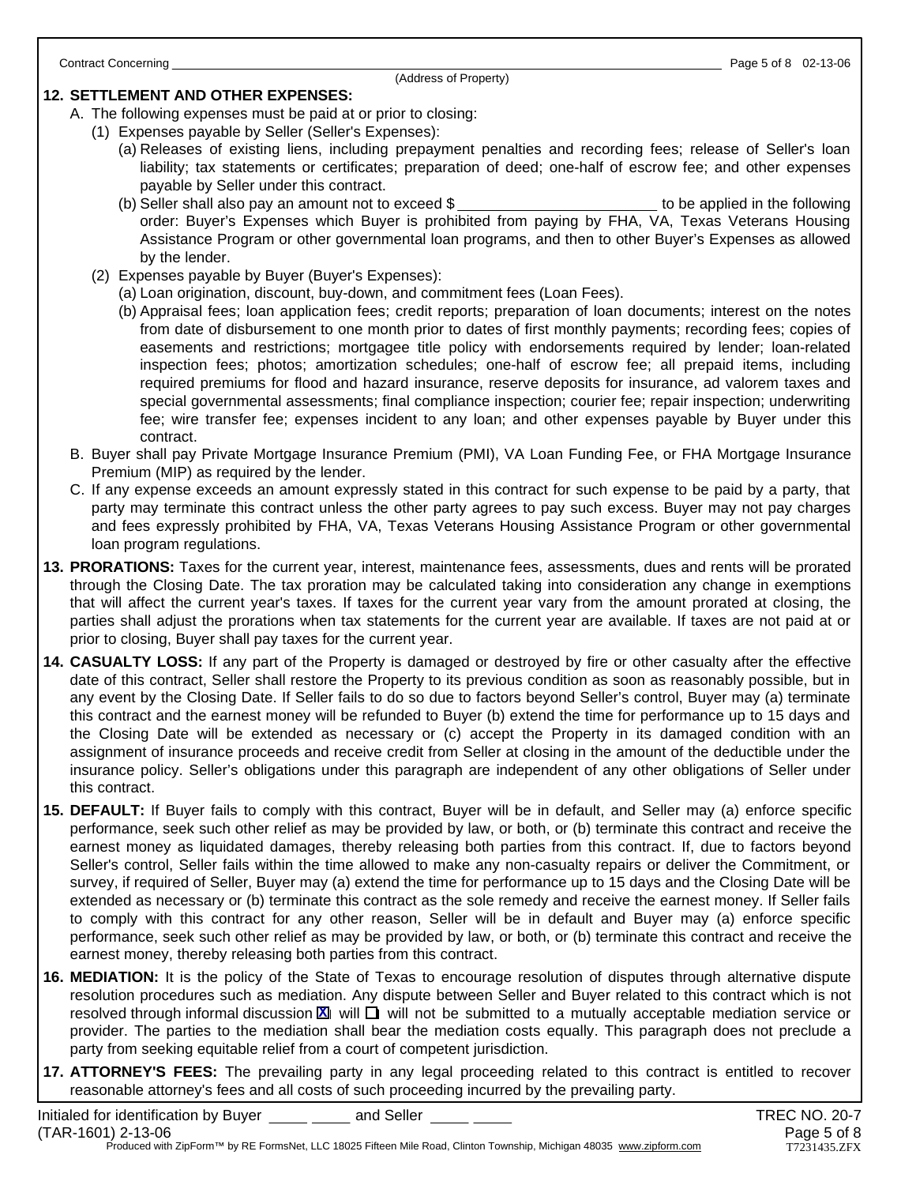Contract Concerning \_\_\_\_\_\_\_\_\_\_\_\_\_\_\_\_\_\_\_\_\_\_\_\_\_\_\_\_\_\_\_\_\_\_\_\_\_\_\_\_\_\_\_\_\_\_\_\_\_\_\_\_\_\_\_\_\_\_\_\_\_\_
(Address of Property)

**12. SETTLEMENT AND OTHER EXPENSES:**

A. The following expenses must be paid at or prior to closing:

(1) Expenses payable by Seller (Seller's Expenses):

(a) Releases of existing liens, including prepayment penalties and recording fees; release of Seller's loan liability; tax statements or certificates; preparation of deed; one-half of escrow fee; and other expenses payable by Seller under this contract.

(b) Seller shall also pay an amount not to exceed $ \_\_\_\_\_\_\_\_\_\_\_\_\_\_\_\_\_\_\_\_\_\_\_\_ to be applied in the following order: Buyer's Expenses which Buyer is prohibited from paying by FHA, VA, Texas Veterans Housing Assistance Program or other governmental loan programs, and then to other Buyer's Expenses as allowed by the lender.

(2) Expenses payable by Buyer (Buyer's Expenses):

(a) Loan origination, discount, buy-down, and commitment fees (Loan Fees).

(b) Appraisal fees; loan application fees; credit reports; preparation of loan documents; interest on the notes from date of disbursement to one month prior to dates of first monthly payments; recording fees; copies of easements and restrictions; mortgagee title policy with endorsements required by lender; loan-related inspection fees; photos; amortization schedules; one-half of escrow fee; all prepaid items, including required premiums for flood and hazard insurance, reserve deposits for insurance, ad valorem taxes and special governmental assessments; final compliance inspection; courier fee; repair inspection; underwriting fee; wire transfer fee; expenses incident to any loan; and other expenses payable by Buyer under this contract.

B. Buyer shall pay Private Mortgage Insurance Premium (PMI), VA Loan Funding Fee, or FHA Mortgage Insurance Premium (MIP) as required by the lender.

C. If any expense exceeds an amount expressly stated in this contract for such expense to be paid by a party, that party may terminate this contract unless the other party agrees to pay such excess. Buyer may not pay charges and fees expressly prohibited by FHA, VA, Texas Veterans Housing Assistance Program or other governmental loan program regulations.

**13. PRORATIONS:** Taxes for the current year, interest, maintenance fees, assessments, dues and rents will be prorated through the Closing Date. The tax proration may be calculated taking into consideration any change in exemptions that will affect the current year's taxes. If taxes for the current year vary from the amount prorated at closing, the parties shall adjust the prorations when tax statements for the current year are available. If taxes are not paid at or prior to closing, Buyer shall pay taxes for the current year.

**14. CASUALTY LOSS:** If any part of the Property is damaged or destroyed by fire or other casualty after the effective date of this contract, Seller shall restore the Property to its previous condition as soon as reasonably possible, but in any event by the Closing Date. If Seller fails to do so due to factors beyond Seller's control, Buyer may (a) terminate this contract and the earnest money will be refunded to Buyer (b) extend the time for performance up to 15 days and the Closing Date will be extended as necessary or (c) accept the Property in its damaged condition with an assignment of insurance proceeds and receive credit from Seller at closing in the amount of the deductible under the insurance policy. Seller's obligations under this paragraph are independent of any other obligations of Seller under this contract.

**15. DEFAULT:** If Buyer fails to comply with this contract, Buyer will be in default, and Seller may (a) enforce specific performance, seek such other relief as may be provided by law, or both, or (b) terminate this contract and receive the earnest money as liquidated damages, thereby releasing both parties from this contract. If, due to factors beyond Seller's control, Seller fails within the time allowed to make any non-casualty repairs or deliver the Commitment, or survey, if required of Seller, Buyer may (a) extend the time for performance up to 15 days and the Closing Date will be extended as necessary or (b) terminate this contract as the sole remedy and receive the earnest money. If Seller fails to comply with this contract for any other reason, Seller will be in default and Buyer may (a) enforce specific performance, seek such other relief as may be provided by law, or both, or (b) terminate this contract and receive the earnest money, thereby releasing both parties from this contract.

**16. MEDIATION:** It is the policy of the State of Texas to encourage resolution of disputes through alternative dispute resolution procedures such as mediation. Any dispute between Seller and Buyer related to this contract which is not resolved through informal discussion ☒ will ☐ will not be submitted to a mutually acceptable mediation service or provider. The parties to the mediation shall bear the mediation costs equally. This paragraph does not preclude a party from seeking equitable relief from a court of competent jurisdiction.

**17. ATTORNEY'S FEES:** The prevailing party in any legal proceeding related to this contract is entitled to recover reasonable attorney's fees and all costs of such proceeding incurred by the prevailing party.

Initialed for identification by Buyer \_\_\_\_ \_\_\_\_ and Seller \_\_\_\_ \_\_\_\_

TREC NO. 20-7
(TAR-1601) 2-13-06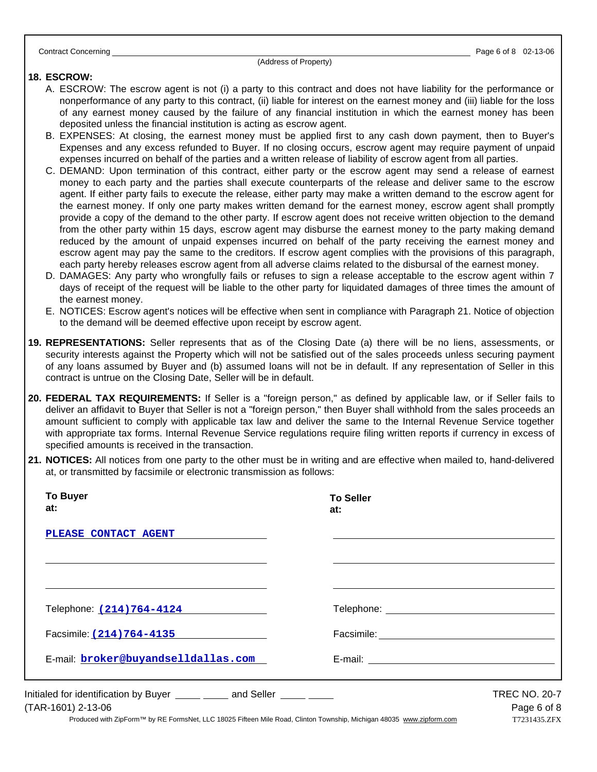Contract Concerning ______________________________________________ (Address of Property)

## 18. ESCROW:

A. ESCROW: The escrow agent is not (i) a party to this contract and does not have liability for the performance or nonperformance of any party to this contract, (ii) liable for interest on the earnest money and (iii) liable for the loss of any earnest money caused by the failure of any financial institution in which the earnest money has been deposited unless the financial institution is acting as escrow agent.

B. EXPENSES: At closing, the earnest money must be applied first to any cash down payment, then to Buyer's Expenses and any excess refunded to Buyer. If no closing occurs, escrow agent may require payment of unpaid expenses incurred on behalf of the parties and a written release of liability of escrow agent from all parties.

C. DEMAND: Upon termination of this contract, either party or the escrow agent may send a release of earnest money to each party and the parties shall execute counterparts of the release and deliver same to the escrow agent. If either party fails to execute the release, either party may make a written demand to the escrow agent for the earnest money. If only one party makes written demand for the earnest money, escrow agent shall promptly provide a copy of the demand to the other party. If escrow agent does not receive written objection to the demand from the other party within 15 days, escrow agent may disburse the earnest money to the party making demand reduced by the amount of unpaid expenses incurred on behalf of the party receiving the earnest money and escrow agent may pay the same to the creditors. If escrow agent complies with the provisions of this paragraph, each party hereby releases escrow agent from all adverse claims related to the disbursal of the earnest money.

D. DAMAGES: Any party who wrongfully fails or refuses to sign a release acceptable to the escrow agent within 7 days of receipt of the request will be liable to the other party for liquidated damages of three times the amount of the earnest money.

E. NOTICES: Escrow agent's notices will be effective when sent in compliance with Paragraph 21. Notice of objection to the demand will be deemed effective upon receipt by escrow agent.

**19. REPRESENTATIONS:** Seller represents that as of the Closing Date (a) there will be no liens, assessments, or security interests against the Property which will not be satisfied out of the sales proceeds unless securing payment of any loans assumed by Buyer and (b) assumed loans will not be in default. If any representation of Seller in this contract is untrue on the Closing Date, Seller will be in default.

**20. FEDERAL TAX REQUIREMENTS:** If Seller is a "foreign person," as defined by applicable law, or if Seller fails to deliver an affidavit to Buyer that Seller is not a "foreign person," then Buyer shall withhold from the sales proceeds an amount sufficient to comply with applicable tax law and deliver the same to the Internal Revenue Service together with appropriate tax forms. Internal Revenue Service regulations require filing written reports if currency in excess of specified amounts is received in the transaction.

**21. NOTICES:** All notices from one party to the other must be in writing and are effective when mailed to, hand-delivered at, or transmitted by facsimile or electronic transmission as follows:

| To Buyer at: | To Seller at: |
| --- | --- |
| PLEASE CONTACT AGENT | |
| | |
| | |
| Telephone: (214)764-4124 | Telephone: |
| Facsimile: (214)764-4135 | Facsimile: |
| E-mail: broker@buyandselldallas.com | E-mail: |

Initialed for identification by Buyer _____ _____ and Seller _____ _____

TREC NO. 20-7

(TAR-1601) 2-13-06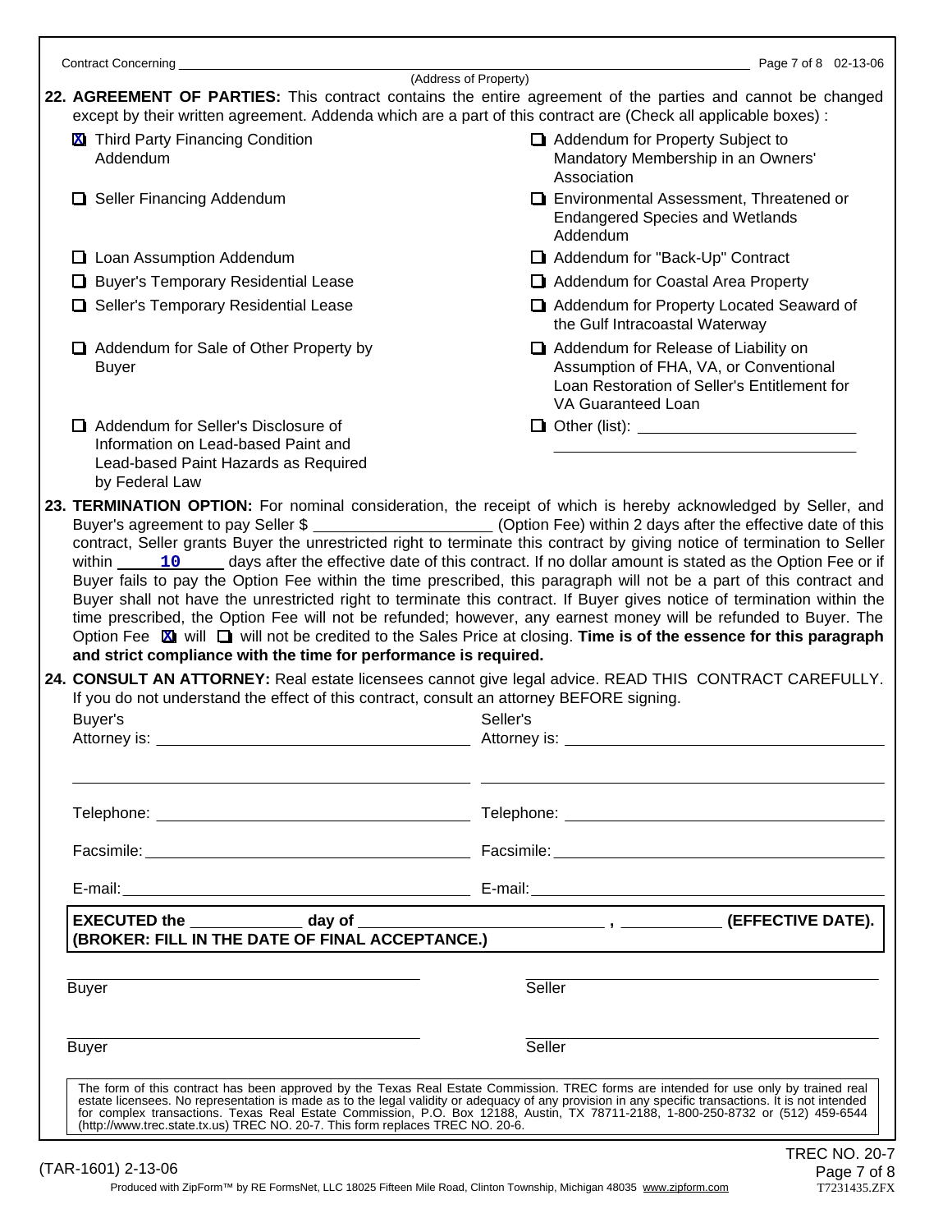Contract Concerning ____________________________________________
(Address of Property)

**22. AGREEMENT OF PARTIES:** This contract contains the entire agreement of the parties and cannot be changed except by their written agreement. Addenda which are a part of this contract are (Check all applicable boxes) :

- [X] Third Party Financing Condition Addendum
- [ ] Seller Financing Addendum
- [ ] Loan Assumption Addendum
- [ ] Buyer's Temporary Residential Lease
- [ ] Seller's Temporary Residential Lease
- [ ] Addendum for Sale of Other Property by Buyer
- [ ] Addendum for Seller's Disclosure of Information on Lead-based Paint and Lead-based Paint Hazards as Required by Federal Law
- [ ] Addendum for Property Subject to Mandatory Membership in an Owners' Association
- [ ] Environmental Assessment, Threatened or Endangered Species and Wetlands Addendum
- [ ] Addendum for "Back-Up" Contract
- [ ] Addendum for Coastal Area Property
- [ ] Addendum for Property Located Seaward of the Gulf Intracoastal Waterway
- [ ] Addendum for Release of Liability on Assumption of FHA, VA, or Conventional Loan Restoration of Seller's Entitlement for VA Guaranteed Loan
- [ ] Other (list): ____________________

**23. TERMINATION OPTION:** For nominal consideration, the receipt of which is hereby acknowledged by Seller, and Buyer's agreement to pay Seller $ ____________ (Option Fee) within 2 days after the effective date of this contract, Seller grants Buyer the unrestricted right to terminate this contract by giving notice of termination to Seller within **10** days after the effective date of this contract. If no dollar amount is stated as the Option Fee or if Buyer fails to pay the Option Fee within the time prescribed, this paragraph will not be a part of this contract and Buyer shall not have the unrestricted right to terminate this contract. If Buyer gives notice of termination within the time prescribed, the Option Fee will not be refunded; however, any earnest money will be refunded to Buyer. The Option Fee [X] will [ ] will not be credited to the Sales Price at closing. **Time is of the essence for this paragraph and strict compliance with the time for performance is required.**

**24. CONSULT AN ATTORNEY:** Real estate licensees cannot give legal advice. READ THIS CONTRACT CAREFULLY. If you do not understand the effect of this contract, consult an attorney BEFORE signing.

| Buyer's | Seller's |
|---|---|
| Attorney is: | Attorney is: |
| | |
| Telephone: | Telephone: |
| Facsimile: | Facsimile: |
| E-mail: | E-mail: |

**EXECUTED the ________ day of ____________________ , ________ (EFFECTIVE DATE). (BROKER: FILL IN THE DATE OF FINAL ACCEPTANCE.)**

| | |
|---|---|
| Buyer | Seller |
| Buyer | Seller |

The form of this contract has been approved by the Texas Real Estate Commission. TREC forms are intended for use only by trained real estate licensees. No representation is made as to the legal validity or adequacy of any provision in any specific transactions. It is not intended for complex transactions. Texas Real Estate Commission, P.O. Box 12188, Austin, TX 78711-2188, 1-800-250-8732 or (512) 459-6544 (http://www.trec.state.tx.us) TREC NO. 20-7. This form replaces TREC NO. 20-6.

(TAR-1601) 2-13-06 TREC NO. 20-7

Produced with ZipForm™ by RE FormsNet, LLC 18025 Fifteen Mile Road, Clinton Township, Michigan 48035 www.zipform.com T7231435.ZFX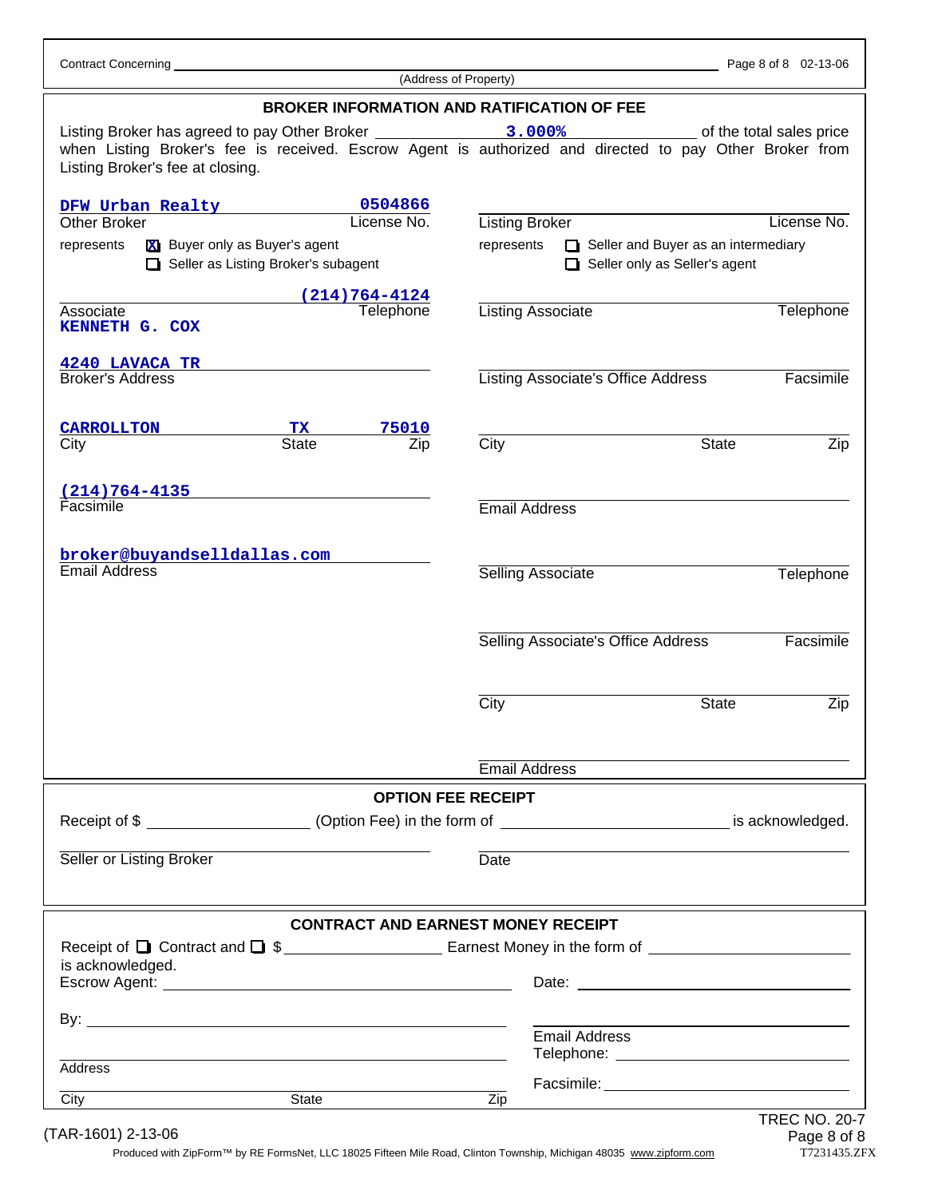Contract Concerning ______________________________________________ (Address of Property)

## BROKER INFORMATION AND RATIFICATION OF FEE

Listing Broker has agreed to pay Other Broker **3.000%** of the total sales price when Listing Broker's fee is received. Escrow Agent is authorized and directed to pay Other Broker from Listing Broker's fee at closing.

| Other Broker | License No. |
|---|---|
| DFW Urban Realty | 0504866 |

represents
- [X] Buyer only as Buyer's agent
- [ ] Seller as Listing Broker's subagent

| Associate | Telephone |
|---|---|
| KENNETH G. COX | (214)764-4124 |

Broker's Address: 4240 LAVACA TR

| City | State | Zip |
|---|---|---|
| CARROLLTON | TX | 75010 |

Facsimile: (214)764-4135

Email Address: broker@buyandselldallas.com

Listing Broker ______________________ License No. ______

represents
- [ ] Seller and Buyer as an intermediary
- [ ] Seller only as Seller's agent

Listing Associate ______________________ Telephone ______

Listing Associate's Office Address ______________________ Facsimile ______

City ______________ State ______ Zip ______

Email Address ______________________

Selling Associate ______________________ Telephone ______

Selling Associate's Office Address ______________________ Facsimile ______

City ______________ State ______ Zip ______

Email Address ______________________

## OPTION FEE RECEIPT

Receipt of $ ______________ (Option Fee) in the form of ______________________ is acknowledged.

Seller or Listing Broker ______________________ Date ______________

## CONTRACT AND EARNEST MONEY RECEIPT

Receipt of [ ] Contract and [ ] $ ______________ Earnest Money in the form of ______________ is acknowledged.

Escrow Agent: ______________________ Date: ______________

By: ______________________ Email Address ______________

Telephone: ______________

Address ______________________

Facsimile: ______________

City ______________ State ______ Zip ______

(TAR-1601) 2-13-06 TREC NO. 20-7

Produced with ZipForm™ by RE FormsNet, LLC 18025 Fifteen Mile Road, Clinton Township, Michigan 48035 www.zipform.com T7231435.ZFX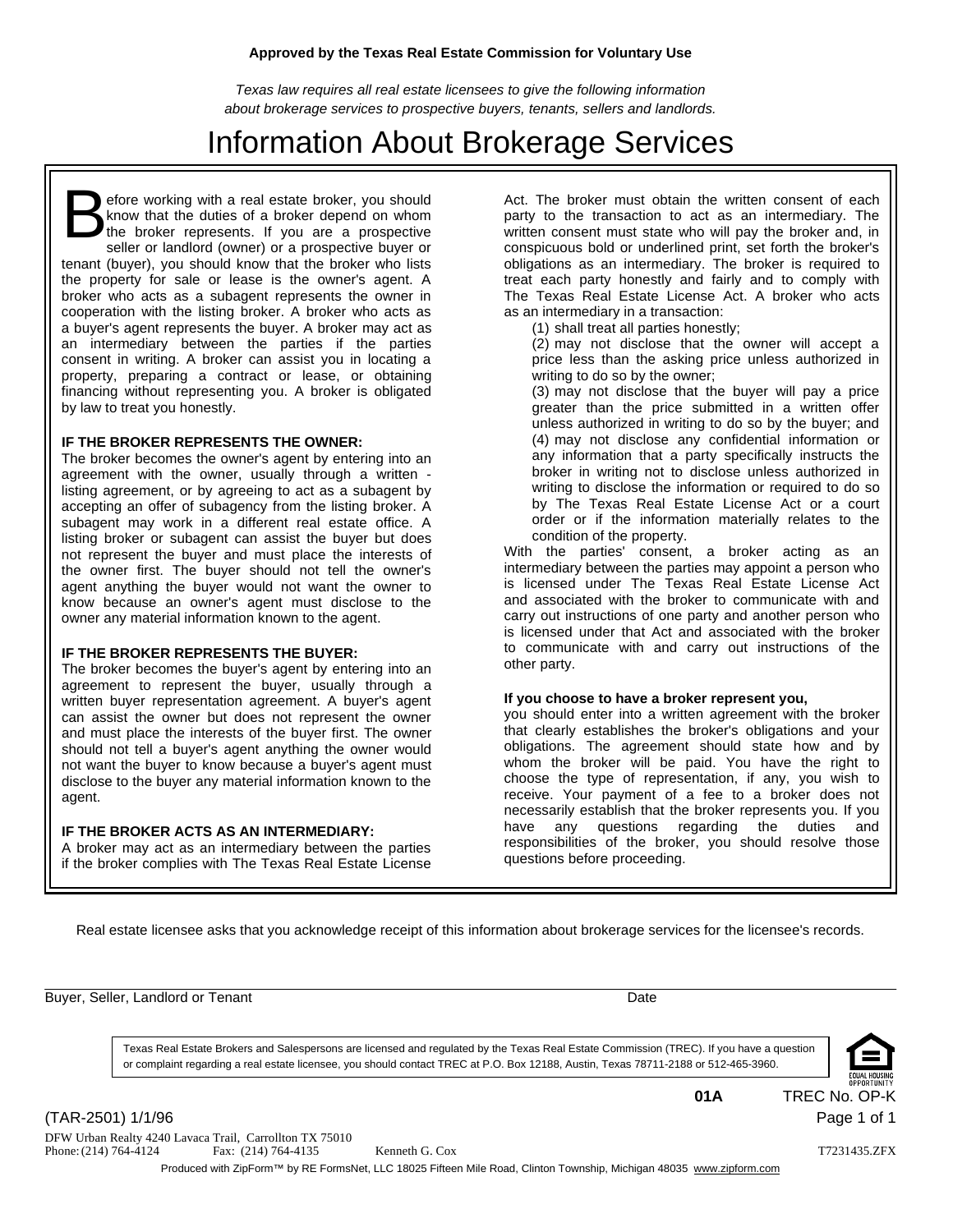**Approved by the Texas Real Estate Commission for Voluntary Use**

*Texas law requires all real estate licensees to give the following information about brokerage services to prospective buyers, tenants, sellers and landlords.*

# Information About Brokerage Services

Before working with a real estate broker, you should know that the duties of a broker depend on whom the broker represents. If you are a prospective seller or landlord (owner) or a prospective buyer or tenant (buyer), you should know that the broker who lists the property for sale or lease is the owner's agent. A broker who acts as a subagent represents the owner in cooperation with the listing broker. A broker who acts as a buyer's agent represents the buyer. A broker may act as an intermediary between the parties if the parties consent in writing. A broker can assist you in locating a property, preparing a contract or lease, or obtaining financing without representing you. A broker is obligated by law to treat you honestly.

**IF THE BROKER REPRESENTS THE OWNER:**
The broker becomes the owner's agent by entering into an agreement with the owner, usually through a written - listing agreement, or by agreeing to act as a subagent by accepting an offer of subagency from the listing broker. A subagent may work in a different real estate office. A listing broker or subagent can assist the buyer but does not represent the buyer and must place the interests of the owner first. The buyer should not tell the owner's agent anything the buyer would not want the owner to know because an owner's agent must disclose to the owner any material information known to the agent.

**IF THE BROKER REPRESENTS THE BUYER:**
The broker becomes the buyer's agent by entering into an agreement to represent the buyer, usually through a written buyer representation agreement. A buyer's agent can assist the owner but does not represent the owner and must place the interests of the buyer first. The owner should not tell a buyer's agent anything the owner would not want the buyer to know because a buyer's agent must disclose to the buyer any material information known to the agent.

**IF THE BROKER ACTS AS AN INTERMEDIARY:**
A broker may act as an intermediary between the parties if the broker complies with The Texas Real Estate License Act. The broker must obtain the written consent of each party to the transaction to act as an intermediary. The written consent must state who will pay the broker and, in conspicuous bold or underlined print, set forth the broker's obligations as an intermediary. The broker is required to treat each party honestly and fairly and to comply with The Texas Real Estate License Act. A broker who acts as an intermediary in a transaction:

(1) shall treat all parties honestly;
(2) may not disclose that the owner will accept a price less than the asking price unless authorized in writing to do so by the owner;
(3) may not disclose that the buyer will pay a price greater than the price submitted in a written offer unless authorized in writing to do so by the buyer; and
(4) may not disclose any confidential information or any information that a party specifically instructs the broker in writing not to disclose unless authorized in writing to disclose the information or required to do so by The Texas Real Estate License Act or a court order or if the information materially relates to the condition of the property.

With the parties' consent, a broker acting as an intermediary between the parties may appoint a person who is licensed under The Texas Real Estate License Act and associated with the broker to communicate with and carry out instructions of one party and another person who is licensed under that Act and associated with the broker to communicate with and carry out instructions of the other party.

**If you choose to have a broker represent you,**
you should enter into a written agreement with the broker that clearly establishes the broker's obligations and your obligations. The agreement should state how and by whom the broker will be paid. You have the right to choose the type of representation, if any, you wish to receive. Your payment of a fee to a broker does not necessarily establish that the broker represents you. If you have any questions regarding the duties and responsibilities of the broker, you should resolve those questions before proceeding.

Real estate licensee asks that you acknowledge receipt of this information about brokerage services for the licensee's records.

Buyer, Seller, Landlord or Tenant ____________________ Date ____________

Texas Real Estate Brokers and Salespersons are licensed and regulated by the Texas Real Estate Commission (TREC). If you have a question or complaint regarding a real estate licensee, you should contact TREC at P.O. Box 12188, Austin, Texas 78711-2188 or 512-465-3960.

**01A** TREC No. OP-K

(TAR-2501) 1/1/96

DFW Urban Realty 4240 Lavaca Trail, Carrollton TX 75010
Phone: (214) 764-4124 Fax: (214) 764-4135 Kenneth G. Cox T7231435.ZFX

Produced with ZipForm™ by RE FormsNet, LLC 18025 Fifteen Mile Road, Clinton Township, Michigan 48035 www.zipform.com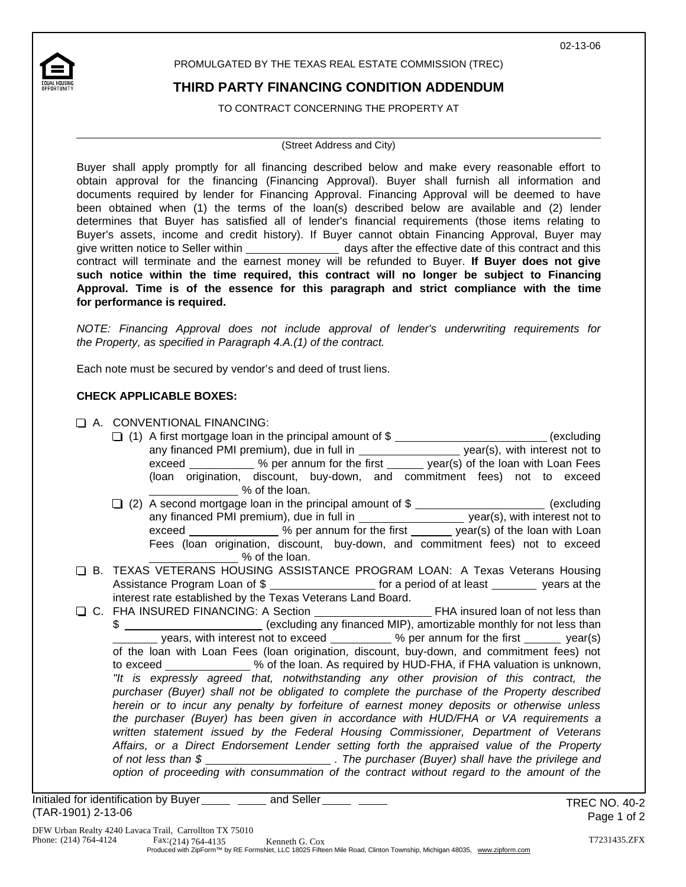02-13-06

PROMULGATED BY THE TEXAS REAL ESTATE COMMISSION (TREC)

# THIRD PARTY FINANCING CONDITION ADDENDUM

TO CONTRACT CONCERNING THE PROPERTY AT

______________________________________________________________________
(Street Address and City)

Buyer shall apply promptly for all financing described below and make every reasonable effort to obtain approval for the financing (Financing Approval). Buyer shall furnish all information and documents required by lender for Financing Approval. Financing Approval will be deemed to have been obtained when (1) the terms of the loan(s) described below are available and (2) lender determines that Buyer has satisfied all of lender's financial requirements (those items relating to Buyer's assets, income and credit history). If Buyer cannot obtain Financing Approval, Buyer may give written notice to Seller within _______________ days after the effective date of this contract and this contract will terminate and the earnest money will be refunded to Buyer. **If Buyer does not give such notice within the time required, this contract will no longer be subject to Financing Approval. Time is of the essence for this paragraph and strict compliance with the time for performance is required.**

*NOTE: Financing Approval does not include approval of lender's underwriting requirements for the Property, as specified in Paragraph 4.A.(1) of the contract.*

Each note must be secured by vendor's and deed of trust liens.

**CHECK APPLICABLE BOXES:**

☐ A. CONVENTIONAL FINANCING:

- ☐ (1) A first mortgage loan in the principal amount of $ ________________________ (excluding any financed PMI premium), due in full in ________________ year(s), with interest not to exceed __________ % per annum for the first ______ year(s) of the loan with Loan Fees (loan origination, discount, buy-down, and commitment fees) not to exceed ______________ % of the loan.
- ☐ (2) A second mortgage loan in the principal amount of $ _____________________ (excluding any financed PMI premium), due in full in ________________ year(s), with interest not to exceed ______________ % per annum for the first _______ year(s) of the loan with Loan Fees (loan origination, discount, buy-down, and commitment fees) not to exceed ______________ % of the loan.

☐ B. TEXAS VETERANS HOUSING ASSISTANCE PROGRAM LOAN: A Texas Veterans Housing Assistance Program Loan of $ ________________ for a period of at least _______ years at the interest rate established by the Texas Veterans Land Board.

☐ C. FHA INSURED FINANCING: A Section _________________ FHA insured loan of not less than $ ______________________ (excluding any financed MIP), amortizable monthly for not less than _______ years, with interest not to exceed _________ % per annum for the first ______ year(s) of the loan with Loan Fees (loan origination, discount, buy-down, and commitment fees) not to exceed _____________ % of the loan. As required by HUD-FHA, if FHA valuation is unknown, *"It is expressly agreed that, notwithstanding any other provision of this contract, the purchaser (Buyer) shall not be obligated to complete the purchase of the Property described herein or to incur any penalty by forfeiture of earnest money deposits or otherwise unless the purchaser (Buyer) has been given in accordance with HUD/FHA or VA requirements a written statement issued by the Federal Housing Commissioner, Department of Veterans Affairs, or a Direct Endorsement Lender setting forth the appraised value of the Property of not less than $ ____________________ . The purchaser (Buyer) shall have the privilege and option of proceeding with consummation of the contract without regard to the amount of the*

Initialed for identification by Buyer ____ ____ and Seller ____ ____

(TAR-1901) 2-13-06

TREC NO. 40-2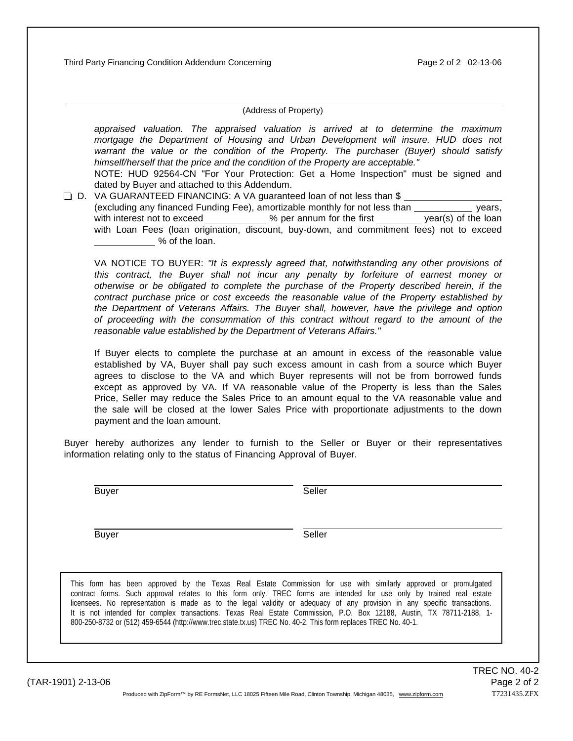(Address of Property)

*appraised valuation. The appraised valuation is arrived at to determine the maximum mortgage the Department of Housing and Urban Development will insure. HUD does not warrant the value or the condition of the Property. The purchaser (Buyer) should satisfy himself/herself that the price and the condition of the Property are acceptable."*

NOTE: HUD 92564-CN "For Your Protection: Get a Home Inspection" must be signed and dated by Buyer and attached to this Addendum.

☐ D. VA GUARANTEED FINANCING: A VA guaranteed loan of not less than $ __________________ (excluding any financed Funding Fee), amortizable monthly for not less than ___________ years, with interest not to exceed ___________ % per annum for the first ________ year(s) of the loan with Loan Fees (loan origination, discount, buy-down, and commitment fees) not to exceed ___________ % of the loan.

VA NOTICE TO BUYER: *"It is expressly agreed that, notwithstanding any other provisions of this contract, the Buyer shall not incur any penalty by forfeiture of earnest money or otherwise or be obligated to complete the purchase of the Property described herein, if the contract purchase price or cost exceeds the reasonable value of the Property established by the Department of Veterans Affairs. The Buyer shall, however, have the privilege and option of proceeding with the consummation of this contract without regard to the amount of the reasonable value established by the Department of Veterans Affairs."*

If Buyer elects to complete the purchase at an amount in excess of the reasonable value established by VA, Buyer shall pay such excess amount in cash from a source which Buyer agrees to disclose to the VA and which Buyer represents will not be from borrowed funds except as approved by VA. If VA reasonable value of the Property is less than the Sales Price, Seller may reduce the Sales Price to an amount equal to the VA reasonable value and the sale will be closed at the lower Sales Price with proportionate adjustments to the down payment and the loan amount.

Buyer hereby authorizes any lender to furnish to the Seller or Buyer or their representatives information relating only to the status of Financing Approval of Buyer.

| | |
|---|---|
| Buyer | Seller |
| Buyer | Seller |

This form has been approved by the Texas Real Estate Commission for use with similarly approved or promulgated contract forms. Such approval relates to this form only. TREC forms are intended for use only by trained real estate licensees. No representation is made as to the legal validity or adequacy of any provision in any specific transactions. It is not intended for complex transactions. Texas Real Estate Commission, P.O. Box 12188, Austin, TX 78711-2188, 1-800-250-8732 or (512) 459-6544 (http://www.trec.state.tx.us) TREC No. 40-2. This form replaces TREC No. 40-1.

TREC NO. 40-2

(TAR-1901) 2-13-06